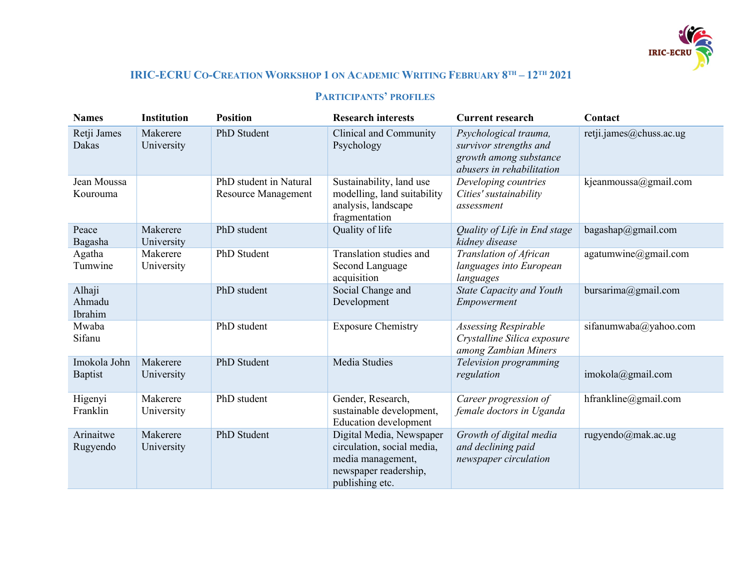# IRIC-ECRU Co-Creation Workshop 1 on Academic Writing February 8th – 12th 2021

## Participants' profiles

| Names | Institution | Position | Research interests | Current research | Contact |
|---|---|---|---|---|---|
| Retji James Dakas | Makerere University | PhD Student | Clinical and Community Psychology | *Psychological trauma, survivor strengths and growth among substance abusers in rehabilitation* | retji.james@chuss.ac.ug |
| Jean Moussa Kourouma | | PhD student in Natural Resource Management | Sustainability, land use modelling, land suitability analysis, landscape fragmentation | *Developing countries Cities' sustainability assessment* | kjeanmoussa@gmail.com |
| Peace Bagasha | Makerere University | PhD student | Quality of life | *Quality of Life in End stage kidney disease* | bagashap@gmail.com |
| Agatha Tumwine | Makerere University | PhD Student | Translation studies and Second Language acquisition | *Translation of African languages into European languages* | agatumwine@gmail.com |
| Alhaji Ahmadu Ibrahim | | PhD student | Social Change and Development | *State Capacity and Youth Empowerment* | bursarima@gmail.com |
| Mwaba Sifanu | | PhD student | Exposure Chemistry | *Assessing Respirable Crystalline Silica exposure among Zambian Miners* | sifanumwaba@yahoo.com |
| Imokola John Baptist | Makerere University | PhD Student | Media Studies | *Television programming regulation* | imokola@gmail.com |
| Higenyi Franklin | Makerere University | PhD student | Gender, Research, sustainable development, Education development | *Career progression of female doctors in Uganda* | hfrankline@gmail.com |
| Arinaitwe Rugyendo | Makerere University | PhD Student | Digital Media, Newspaper circulation, social media, media management, newspaper readership, publishing etc. | *Growth of digital media and declining paid newspaper circulation* | rugyendo@mak.ac.ug |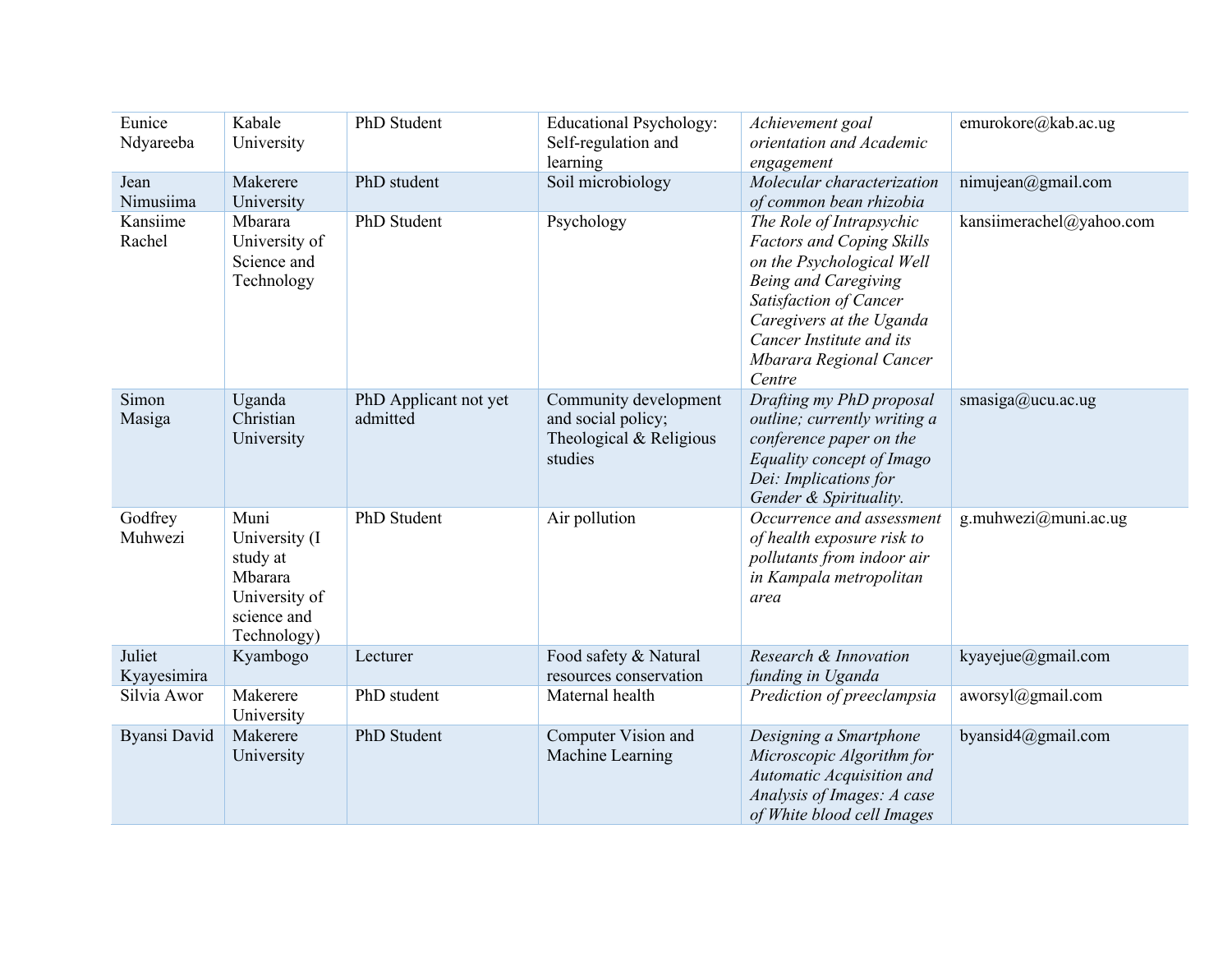| | | | | | |
|---|---|---|---|---|---|
| Eunice Ndyareeba | Kabale University | PhD Student | Educational Psychology: Self-regulation and learning | *Achievement goal orientation and Academic engagement* | emurokore@kab.ac.ug |
| Jean Nimusiima | Makerere University | PhD student | Soil microbiology | *Molecular characterization of common bean rhizobia* | nimujean@gmail.com |
| Kansiime Rachel | Mbarara University of Science and Technology | PhD Student | Psychology | *The Role of Intrapsychic Factors and Coping Skills on the Psychological Well Being and Caregiving Satisfaction of Cancer Caregivers at the Uganda Cancer Institute and its Mbarara Regional Cancer Centre* | kansiimerachel@yahoo.com |
| Simon Masiga | Uganda Christian University | PhD Applicant not yet admitted | Community development and social policy; Theological & Religious studies | *Drafting my PhD proposal outline; currently writing a conference paper on the Equality concept of Imago Dei: Implications for Gender & Spirituality.* | smasiga@ucu.ac.ug |
| Godfrey Muhwezi | Muni University (I study at Mbarara University of science and Technology) | PhD Student | Air pollution | *Occurrence and assessment of health exposure risk to pollutants from indoor air in Kampala metropolitan area* | g.muhwezi@muni.ac.ug |
| Juliet Kyayesimira | Kyambogo | Lecturer | Food safety & Natural resources conservation | *Research & Innovation funding in Uganda* | kyayejue@gmail.com |
| Silvia Awor | Makerere University | PhD student | Maternal health | *Prediction of preeclampsia* | aworsyl@gmail.com |
| Byansi David | Makerere University | PhD Student | Computer Vision and Machine Learning | *Designing a Smartphone Microscopic Algorithm for Automatic Acquisition and Analysis of Images: A case of White blood cell Images* | byansid4@gmail.com |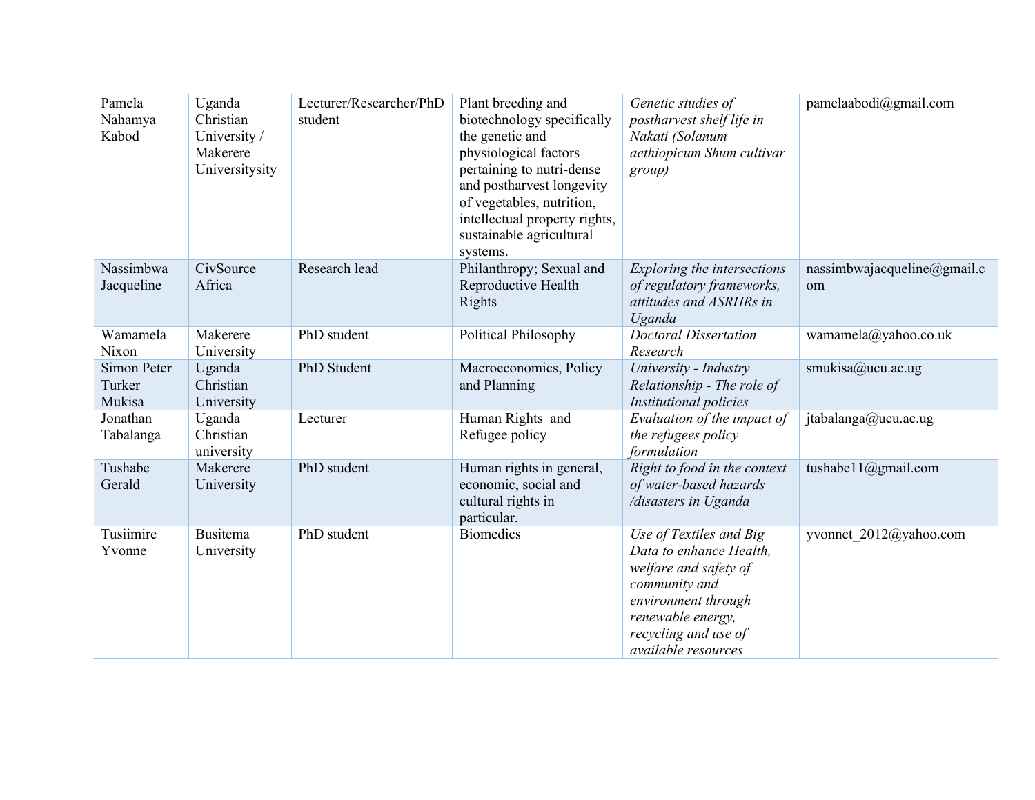| | | | | | |
|---|---|---|---|---|---|
| Pamela Nahamya Kabod | Uganda Christian University / Makerere Universitysity | Lecturer/Researcher/PhD student | Plant breeding and biotechnology specifically the genetic and physiological factors pertaining to nutri-dense and postharvest longevity of vegetables, nutrition, intellectual property rights, sustainable agricultural systems. | *Genetic studies of postharvest shelf life in Nakati (Solanum aethiopicum Shum cultivar group)* | pamelaabodi@gmail.com |
| Nassimbwa Jacqueline | CivSource Africa | Research lead | Philanthropy; Sexual and Reproductive Health Rights | *Exploring the intersections of regulatory frameworks, attitudes and ASRHRs in Uganda* | nassimbwajacqueline@gmail.com |
| Wamamela Nixon | Makerere University | PhD student | Political Philosophy | *Doctoral Dissertation Research* | wamamela@yahoo.co.uk |
| Simon Peter Turker Mukisa | Uganda Christian University | PhD Student | Macroeconomics, Policy and Planning | *University - Industry Relationship - The role of Institutional policies* | smukisa@ucu.ac.ug |
| Jonathan Tabalanga | Uganda Christian university | Lecturer | Human Rights and Refugee policy | *Evaluation of the impact of the refugees policy formulation* | jtabalanga@ucu.ac.ug |
| Tushabe Gerald | Makerere University | PhD student | Human rights in general, economic, social and cultural rights in particular. | *Right to food in the context of water-based hazards /disasters in Uganda* | tushabe11@gmail.com |
| Tusiimire Yvonne | Busitema University | PhD student | Biomedics | *Use of Textiles and Big Data to enhance Health, welfare and safety of community and environment through renewable energy, recycling and use of available resources* | yvonnet_2012@yahoo.com |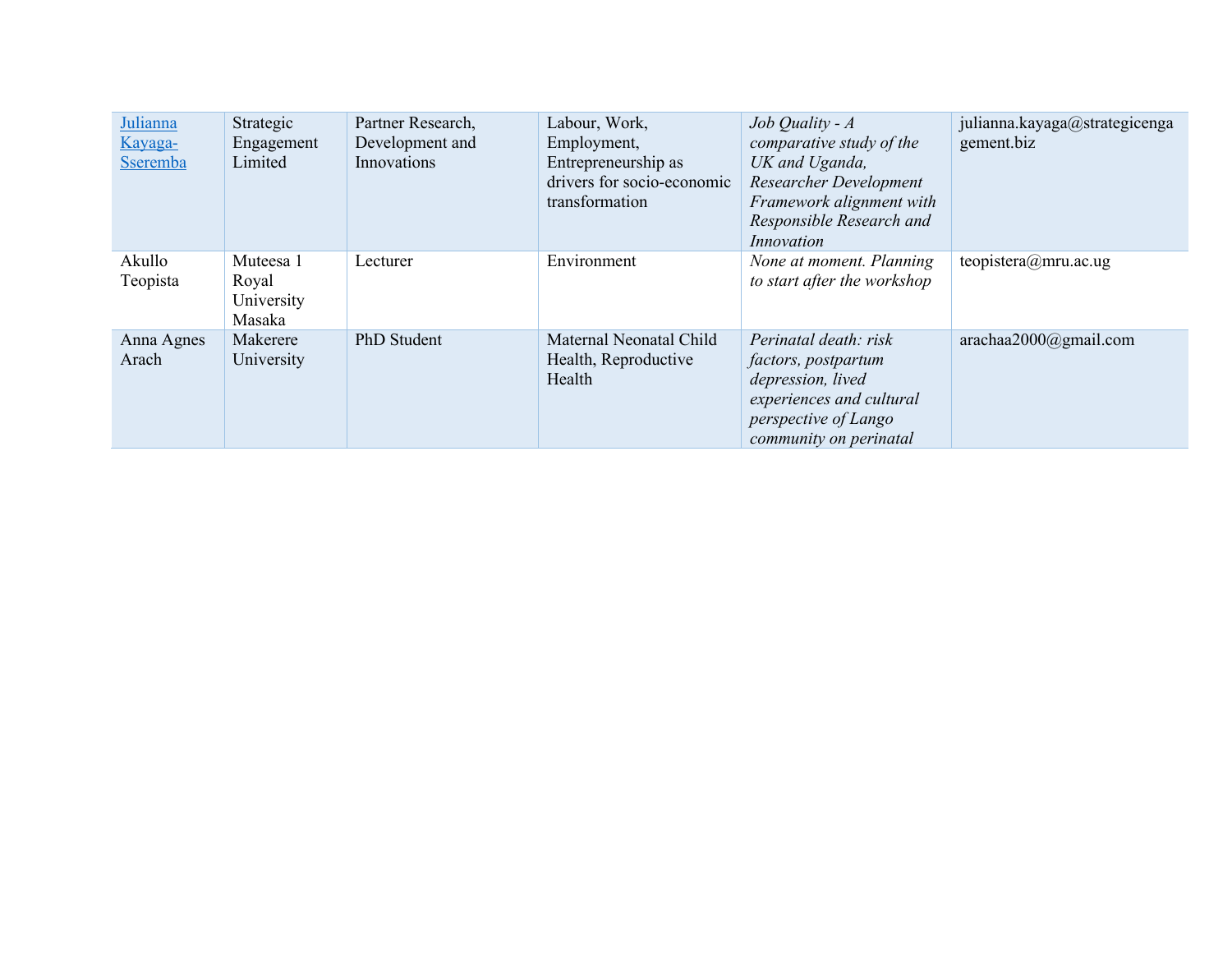| | | | | | |
|---|---|---|---|---|---|
| [Julianna Kayaga-Sseremba]() | Strategic Engagement Limited | Partner Research, Development and Innovations | Labour, Work, Employment, Entrepreneurship as drivers for socio-economic transformation | *Job Quality - A comparative study of the UK and Uganda, Researcher Development Framework alignment with Responsible Research and Innovation* | julianna.kayaga@strategicengagement.biz |
| Akullo Teopista | Muteesa 1 Royal University Masaka | Lecturer | Environment | *None at moment. Planning to start after the workshop* | teopistera@mru.ac.ug |
| Anna Agnes Arach | Makerere University | PhD Student | Maternal Neonatal Child Health, Reproductive Health | *Perinatal death: risk factors, postpartum depression, lived experiences and cultural perspective of Lango community on perinatal* | arachaa2000@gmail.com |